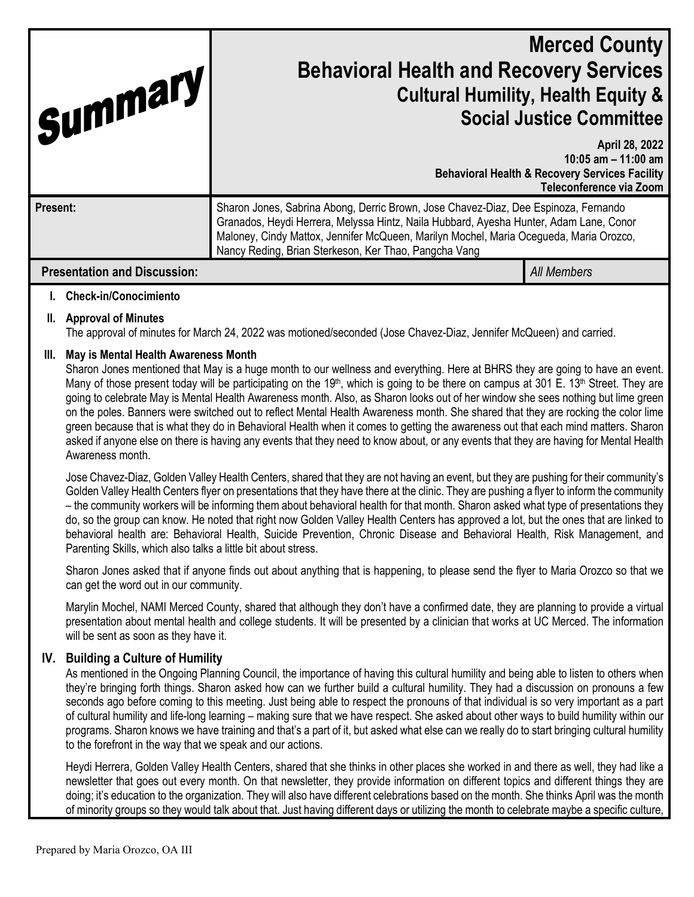Summary

# Merced County
# Behavioral Health and Recovery Services
## Cultural Humility, Health Equity & Social Justice Committee

**April 28, 2022**
**10:05 am – 11:00 am**
**Behavioral Health & Recovery Services Facility**
**Teleconference via Zoom**

| **Present:** | Sharon Jones, Sabrina Abong, Derric Brown, Jose Chavez-Diaz, Dee Espinoza, Fernando Granados, Heydi Herrera, Melyssa Hintz, Naila Hubbard, Ayesha Hunter, Adam Lane, Conor Maloney, Cindy Mattox, Jennifer McQueen, Marilyn Mochel, Maria Ocegueda, Maria Orozco, Nancy Reding, Brian Sterkeson, Ker Thao, Pangcha Vang |
|---|---|

| **Presentation and Discussion:** | *All Members* |
|---|---|

**I. Check-in/Conocimiento**

**II. Approval of Minutes**

The approval of minutes for March 24, 2022 was motioned/seconded (Jose Chavez-Diaz, Jennifer McQueen) and carried.

**III. May is Mental Health Awareness Month**

Sharon Jones mentioned that May is a huge month to our wellness and everything. Here at BHRS they are going to have an event. Many of those present today will be participating on the 19th, which is going to be there on campus at 301 E. 13th Street. They are going to celebrate May is Mental Health Awareness month. Also, as Sharon looks out of her window she sees nothing but lime green on the poles. Banners were switched out to reflect Mental Health Awareness month. She shared that they are rocking the color lime green because that is what they do in Behavioral Health when it comes to getting the awareness out that each mind matters. Sharon asked if anyone else on there is having any events that they need to know about, or any events that they are having for Mental Health Awareness month.

Jose Chavez-Diaz, Golden Valley Health Centers, shared that they are not having an event, but they are pushing for their community's Golden Valley Health Centers flyer on presentations that they have there at the clinic. They are pushing a flyer to inform the community – the community workers will be informing them about behavioral health for that month. Sharon asked what type of presentations they do, so the group can know. He noted that right now Golden Valley Health Centers has approved a lot, but the ones that are linked to behavioral health are: Behavioral Health, Suicide Prevention, Chronic Disease and Behavioral Health, Risk Management, and Parenting Skills, which also talks a little bit about stress.

Sharon Jones asked that if anyone finds out about anything that is happening, to please send the flyer to Maria Orozco so that we can get the word out in our community.

Marylin Mochel, NAMI Merced County, shared that although they don't have a confirmed date, they are planning to provide a virtual presentation about mental health and college students. It will be presented by a clinician that works at UC Merced. The information will be sent as soon as they have it.

**IV. Building a Culture of Humility**

As mentioned in the Ongoing Planning Council, the importance of having this cultural humility and being able to listen to others when they're bringing forth things. Sharon asked how can we further build a cultural humility. They had a discussion on pronouns a few seconds ago before coming to this meeting. Just being able to respect the pronouns of that individual is so very important as a part of cultural humility and life-long learning – making sure that we have respect. She asked about other ways to build humility within our programs. Sharon knows we have training and that's a part of it, but asked what else can we really do to start bringing cultural humility to the forefront in the way that we speak and our actions.

Heydi Herrera, Golden Valley Health Centers, shared that she thinks in other places she worked in and there as well, they had like a newsletter that goes out every month. On that newsletter, they provide information on different topics and different things they are doing; it's education to the organization. They will also have different celebrations based on the month. She thinks April was the month of minority groups so they would talk about that. Just having different days or utilizing the month to celebrate maybe a specific culture,

Prepared by Maria Orozco, OA III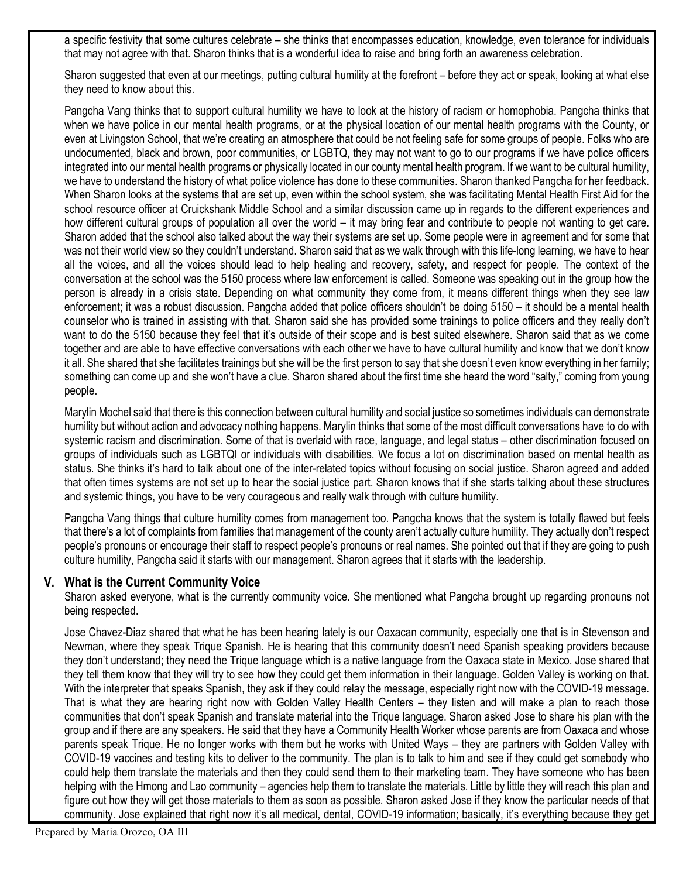a specific festivity that some cultures celebrate – she thinks that encompasses education, knowledge, even tolerance for individuals that may not agree with that. Sharon thinks that is a wonderful idea to raise and bring forth an awareness celebration.

Sharon suggested that even at our meetings, putting cultural humility at the forefront – before they act or speak, looking at what else they need to know about this.

Pangcha Vang thinks that to support cultural humility we have to look at the history of racism or homophobia. Pangcha thinks that when we have police in our mental health programs, or at the physical location of our mental health programs with the County, or even at Livingston School, that we're creating an atmosphere that could be not feeling safe for some groups of people. Folks who are undocumented, black and brown, poor communities, or LGBTQ, they may not want to go to our programs if we have police officers integrated into our mental health programs or physically located in our county mental health program. If we want to be cultural humility, we have to understand the history of what police violence has done to these communities. Sharon thanked Pangcha for her feedback. When Sharon looks at the systems that are set up, even within the school system, she was facilitating Mental Health First Aid for the school resource officer at Cruickshank Middle School and a similar discussion came up in regards to the different experiences and how different cultural groups of population all over the world – it may bring fear and contribute to people not wanting to get care. Sharon added that the school also talked about the way their systems are set up. Some people were in agreement and for some that was not their world view so they couldn't understand. Sharon said that as we walk through with this life-long learning, we have to hear all the voices, and all the voices should lead to help healing and recovery, safety, and respect for people. The context of the conversation at the school was the 5150 process where law enforcement is called. Someone was speaking out in the group how the person is already in a crisis state. Depending on what community they come from, it means different things when they see law enforcement; it was a robust discussion. Pangcha added that police officers shouldn't be doing 5150 – it should be a mental health counselor who is trained in assisting with that. Sharon said she has provided some trainings to police officers and they really don't want to do the 5150 because they feel that it's outside of their scope and is best suited elsewhere. Sharon said that as we come together and are able to have effective conversations with each other we have to have cultural humility and know that we don't know it all. She shared that she facilitates trainings but she will be the first person to say that she doesn't even know everything in her family; something can come up and she won't have a clue. Sharon shared about the first time she heard the word "salty," coming from young people.

Marylin Mochel said that there is this connection between cultural humility and social justice so sometimes individuals can demonstrate humility but without action and advocacy nothing happens. Marylin thinks that some of the most difficult conversations have to do with systemic racism and discrimination. Some of that is overlaid with race, language, and legal status – other discrimination focused on groups of individuals such as LGBTQI or individuals with disabilities. We focus a lot on discrimination based on mental health as status. She thinks it's hard to talk about one of the inter-related topics without focusing on social justice. Sharon agreed and added that often times systems are not set up to hear the social justice part. Sharon knows that if she starts talking about these structures and systemic things, you have to be very courageous and really walk through with culture humility.

Pangcha Vang things that culture humility comes from management too. Pangcha knows that the system is totally flawed but feels that there's a lot of complaints from families that management of the county aren't actually culture humility. They actually don't respect people's pronouns or encourage their staff to respect people's pronouns or real names. She pointed out that if they are going to push culture humility, Pangcha said it starts with our management. Sharon agrees that it starts with the leadership.

## V. What is the Current Community Voice

Sharon asked everyone, what is the currently community voice. She mentioned what Pangcha brought up regarding pronouns not being respected.

Jose Chavez-Diaz shared that what he has been hearing lately is our Oaxacan community, especially one that is in Stevenson and Newman, where they speak Trique Spanish. He is hearing that this community doesn't need Spanish speaking providers because they don't understand; they need the Trique language which is a native language from the Oaxaca state in Mexico. Jose shared that they tell them know that they will try to see how they could get them information in their language. Golden Valley is working on that. With the interpreter that speaks Spanish, they ask if they could relay the message, especially right now with the COVID-19 message. That is what they are hearing right now with Golden Valley Health Centers – they listen and will make a plan to reach those communities that don't speak Spanish and translate material into the Trique language. Sharon asked Jose to share his plan with the group and if there are any speakers. He said that they have a Community Health Worker whose parents are from Oaxaca and whose parents speak Trique. He no longer works with them but he works with United Ways – they are partners with Golden Valley with COVID-19 vaccines and testing kits to deliver to the community. The plan is to talk to him and see if they could get somebody who could help them translate the materials and then they could send them to their marketing team. They have someone who has been helping with the Hmong and Lao community – agencies help them to translate the materials. Little by little they will reach this plan and figure out how they will get those materials to them as soon as possible. Sharon asked Jose if they know the particular needs of that community. Jose explained that right now it's all medical, dental, COVID-19 information; basically, it's everything because they get

Prepared by Maria Orozco, OA III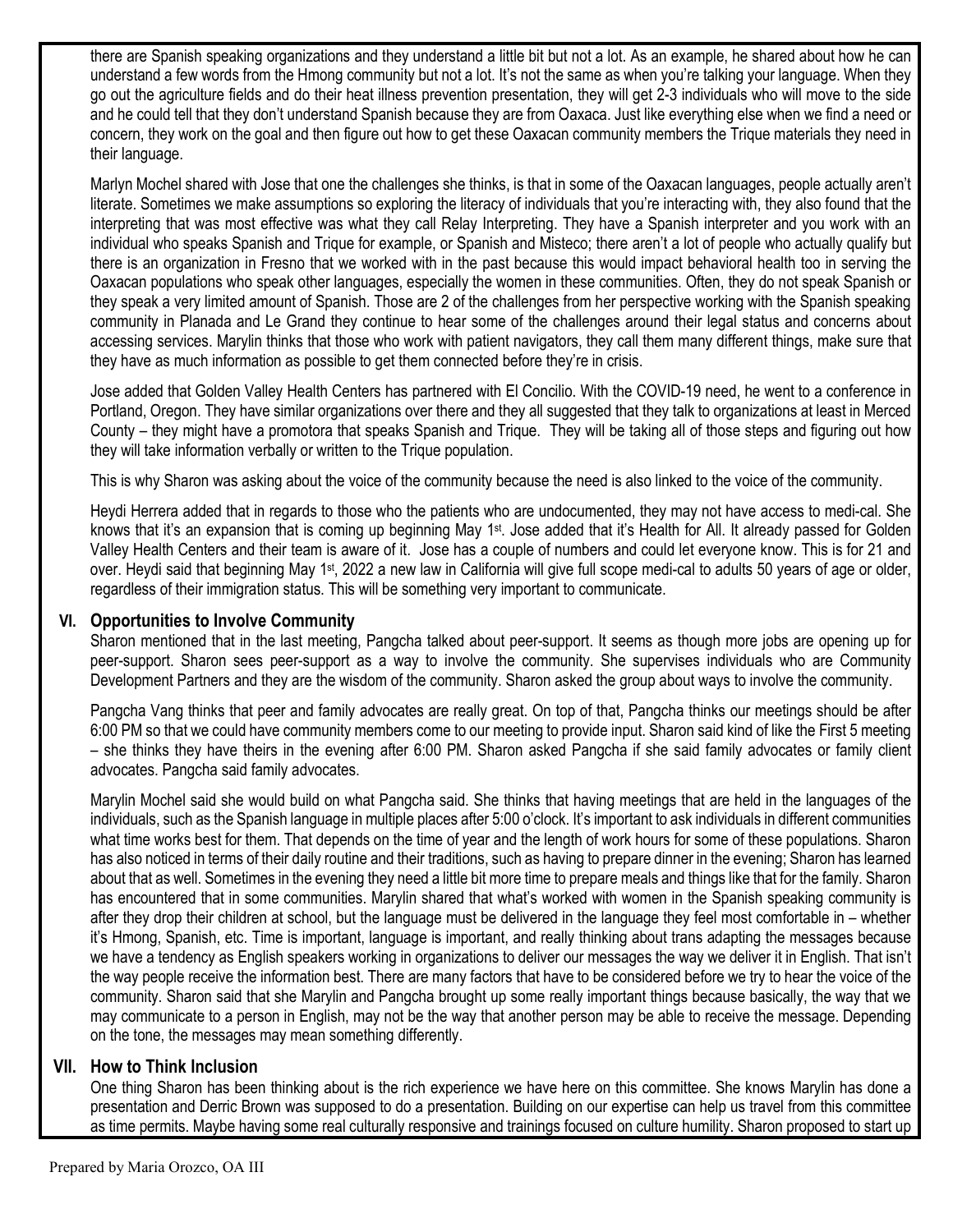there are Spanish speaking organizations and they understand a little bit but not a lot. As an example, he shared about how he can understand a few words from the Hmong community but not a lot. It's not the same as when you're talking your language. When they go out the agriculture fields and do their heat illness prevention presentation, they will get 2-3 individuals who will move to the side and he could tell that they don't understand Spanish because they are from Oaxaca. Just like everything else when we find a need or concern, they work on the goal and then figure out how to get these Oaxacan community members the Trique materials they need in their language.

Marlyn Mochel shared with Jose that one the challenges she thinks, is that in some of the Oaxacan languages, people actually aren't literate. Sometimes we make assumptions so exploring the literacy of individuals that you're interacting with, they also found that the interpreting that was most effective was what they call Relay Interpreting. They have a Spanish interpreter and you work with an individual who speaks Spanish and Trique for example, or Spanish and Misteco; there aren't a lot of people who actually qualify but there is an organization in Fresno that we worked with in the past because this would impact behavioral health too in serving the Oaxacan populations who speak other languages, especially the women in these communities. Often, they do not speak Spanish or they speak a very limited amount of Spanish. Those are 2 of the challenges from her perspective working with the Spanish speaking community in Planada and Le Grand they continue to hear some of the challenges around their legal status and concerns about accessing services. Marylin thinks that those who work with patient navigators, they call them many different things, make sure that they have as much information as possible to get them connected before they're in crisis.

Jose added that Golden Valley Health Centers has partnered with El Concilio. With the COVID-19 need, he went to a conference in Portland, Oregon. They have similar organizations over there and they all suggested that they talk to organizations at least in Merced County – they might have a promotora that speaks Spanish and Trique. They will be taking all of those steps and figuring out how they will take information verbally or written to the Trique population.

This is why Sharon was asking about the voice of the community because the need is also linked to the voice of the community.

Heydi Herrera added that in regards to those who the patients who are undocumented, they may not have access to medi-cal. She knows that it's an expansion that is coming up beginning May 1st. Jose added that it's Health for All. It already passed for Golden Valley Health Centers and their team is aware of it. Jose has a couple of numbers and could let everyone know. This is for 21 and over. Heydi said that beginning May 1st, 2022 a new law in California will give full scope medi-cal to adults 50 years of age or older, regardless of their immigration status. This will be something very important to communicate.

## VI. Opportunities to Involve Community

Sharon mentioned that in the last meeting, Pangcha talked about peer-support. It seems as though more jobs are opening up for peer-support. Sharon sees peer-support as a way to involve the community. She supervises individuals who are Community Development Partners and they are the wisdom of the community. Sharon asked the group about ways to involve the community.

Pangcha Vang thinks that peer and family advocates are really great. On top of that, Pangcha thinks our meetings should be after 6:00 PM so that we could have community members come to our meeting to provide input. Sharon said kind of like the First 5 meeting – she thinks they have theirs in the evening after 6:00 PM. Sharon asked Pangcha if she said family advocates or family client advocates. Pangcha said family advocates.

Marylin Mochel said she would build on what Pangcha said. She thinks that having meetings that are held in the languages of the individuals, such as the Spanish language in multiple places after 5:00 o'clock. It's important to ask individuals in different communities what time works best for them. That depends on the time of year and the length of work hours for some of these populations. Sharon has also noticed in terms of their daily routine and their traditions, such as having to prepare dinner in the evening; Sharon has learned about that as well. Sometimes in the evening they need a little bit more time to prepare meals and things like that for the family. Sharon has encountered that in some communities. Marylin shared that what's worked with women in the Spanish speaking community is after they drop their children at school, but the language must be delivered in the language they feel most comfortable in – whether it's Hmong, Spanish, etc. Time is important, language is important, and really thinking about trans adapting the messages because we have a tendency as English speakers working in organizations to deliver our messages the way we deliver it in English. That isn't the way people receive the information best. There are many factors that have to be considered before we try to hear the voice of the community. Sharon said that she Marylin and Pangcha brought up some really important things because basically, the way that we may communicate to a person in English, may not be the way that another person may be able to receive the message. Depending on the tone, the messages may mean something differently.

## VII. How to Think Inclusion

One thing Sharon has been thinking about is the rich experience we have here on this committee. She knows Marylin has done a presentation and Derric Brown was supposed to do a presentation. Building on our expertise can help us travel from this committee as time permits. Maybe having some real culturally responsive and trainings focused on culture humility. Sharon proposed to start up

Prepared by Maria Orozco, OA III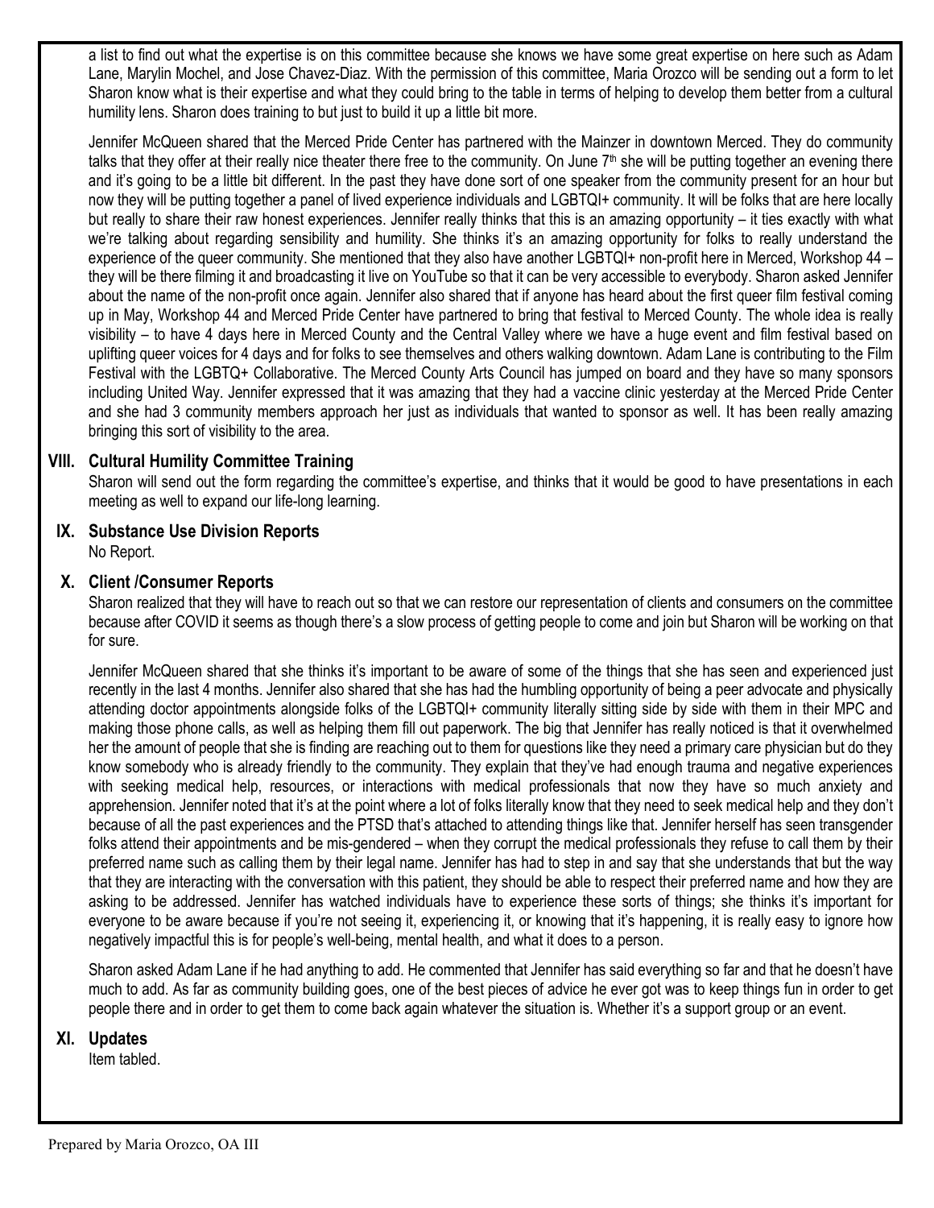a list to find out what the expertise is on this committee because she knows we have some great expertise on here such as Adam Lane, Marylin Mochel, and Jose Chavez-Diaz. With the permission of this committee, Maria Orozco will be sending out a form to let Sharon know what is their expertise and what they could bring to the table in terms of helping to develop them better from a cultural humility lens. Sharon does training to but just to build it up a little bit more.

Jennifer McQueen shared that the Merced Pride Center has partnered with the Mainzer in downtown Merced. They do community talks that they offer at their really nice theater there free to the community. On June 7th she will be putting together an evening there and it's going to be a little bit different. In the past they have done sort of one speaker from the community present for an hour but now they will be putting together a panel of lived experience individuals and LGBTQI+ community. It will be folks that are here locally but really to share their raw honest experiences. Jennifer really thinks that this is an amazing opportunity – it ties exactly with what we're talking about regarding sensibility and humility. She thinks it's an amazing opportunity for folks to really understand the experience of the queer community. She mentioned that they also have another LGBTQI+ non-profit here in Merced, Workshop 44 – they will be there filming it and broadcasting it live on YouTube so that it can be very accessible to everybody. Sharon asked Jennifer about the name of the non-profit once again. Jennifer also shared that if anyone has heard about the first queer film festival coming up in May, Workshop 44 and Merced Pride Center have partnered to bring that festival to Merced County. The whole idea is really visibility – to have 4 days here in Merced County and the Central Valley where we have a huge event and film festival based on uplifting queer voices for 4 days and for folks to see themselves and others walking downtown. Adam Lane is contributing to the Film Festival with the LGBTQ+ Collaborative. The Merced County Arts Council has jumped on board and they have so many sponsors including United Way. Jennifer expressed that it was amazing that they had a vaccine clinic yesterday at the Merced Pride Center and she had 3 community members approach her just as individuals that wanted to sponsor as well. It has been really amazing bringing this sort of visibility to the area.

## VIII. Cultural Humility Committee Training

Sharon will send out the form regarding the committee's expertise, and thinks that it would be good to have presentations in each meeting as well to expand our life-long learning.

## IX. Substance Use Division Reports

No Report.

## X. Client /Consumer Reports

Sharon realized that they will have to reach out so that we can restore our representation of clients and consumers on the committee because after COVID it seems as though there's a slow process of getting people to come and join but Sharon will be working on that for sure.

Jennifer McQueen shared that she thinks it's important to be aware of some of the things that she has seen and experienced just recently in the last 4 months. Jennifer also shared that she has had the humbling opportunity of being a peer advocate and physically attending doctor appointments alongside folks of the LGBTQI+ community literally sitting side by side with them in their MPC and making those phone calls, as well as helping them fill out paperwork. The big that Jennifer has really noticed is that it overwhelmed her the amount of people that she is finding are reaching out to them for questions like they need a primary care physician but do they know somebody who is already friendly to the community. They explain that they've had enough trauma and negative experiences with seeking medical help, resources, or interactions with medical professionals that now they have so much anxiety and apprehension. Jennifer noted that it's at the point where a lot of folks literally know that they need to seek medical help and they don't because of all the past experiences and the PTSD that's attached to attending things like that. Jennifer herself has seen transgender folks attend their appointments and be mis-gendered – when they corrupt the medical professionals they refuse to call them by their preferred name such as calling them by their legal name. Jennifer has had to step in and say that she understands that but the way that they are interacting with the conversation with this patient, they should be able to respect their preferred name and how they are asking to be addressed. Jennifer has watched individuals have to experience these sorts of things; she thinks it's important for everyone to be aware because if you're not seeing it, experiencing it, or knowing that it's happening, it is really easy to ignore how negatively impactful this is for people's well-being, mental health, and what it does to a person.

Sharon asked Adam Lane if he had anything to add. He commented that Jennifer has said everything so far and that he doesn't have much to add. As far as community building goes, one of the best pieces of advice he ever got was to keep things fun in order to get people there and in order to get them to come back again whatever the situation is. Whether it's a support group or an event.

## XI. Updates

Item tabled.

Prepared by Maria Orozco, OA III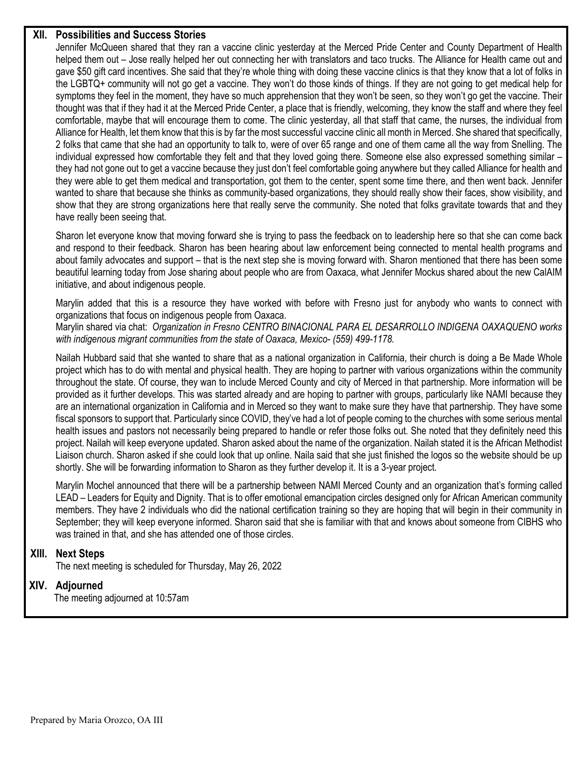## XII. Possibilities and Success Stories

Jennifer McQueen shared that they ran a vaccine clinic yesterday at the Merced Pride Center and County Department of Health helped them out – Jose really helped her out connecting her with translators and taco trucks. The Alliance for Health came out and gave $50 gift card incentives. She said that they're whole thing with doing these vaccine clinics is that they know that a lot of folks in the LGBTQ+ community will not go get a vaccine. They won't do those kinds of things. If they are not going to get medical help for symptoms they feel in the moment, they have so much apprehension that they won't be seen, so they won't go get the vaccine. Their thought was that if they had it at the Merced Pride Center, a place that is friendly, welcoming, they know the staff and where they feel comfortable, maybe that will encourage them to come. The clinic yesterday, all that staff that came, the nurses, the individual from Alliance for Health, let them know that this is by far the most successful vaccine clinic all month in Merced. She shared that specifically, 2 folks that came that she had an opportunity to talk to, were of over 65 range and one of them came all the way from Snelling. The individual expressed how comfortable they felt and that they loved going there. Someone else also expressed something similar – they had not gone out to get a vaccine because they just don't feel comfortable going anywhere but they called Alliance for health and they were able to get them medical and transportation, got them to the center, spent some time there, and then went back. Jennifer wanted to share that because she thinks as community-based organizations, they should really show their faces, show visibility, and show that they are strong organizations here that really serve the community. She noted that folks gravitate towards that and they have really been seeing that.

Sharon let everyone know that moving forward she is trying to pass the feedback on to leadership here so that she can come back and respond to their feedback. Sharon has been hearing about law enforcement being connected to mental health programs and about family advocates and support – that is the next step she is moving forward with. Sharon mentioned that there has been some beautiful learning today from Jose sharing about people who are from Oaxaca, what Jennifer Mockus shared about the new CalAIM initiative, and about indigenous people.

Marylin added that this is a resource they have worked with before with Fresno just for anybody who wants to connect with organizations that focus on indigenous people from Oaxaca.
Marylin shared via chat: *Organization in Fresno CENTRO BINACIONAL PARA EL DESARROLLO INDIGENA OAXAQUENO works with indigenous migrant communities from the state of Oaxaca, Mexico- (559) 499-1178.*

Nailah Hubbard said that she wanted to share that as a national organization in California, their church is doing a Be Made Whole project which has to do with mental and physical health. They are hoping to partner with various organizations within the community throughout the state. Of course, they wan to include Merced County and city of Merced in that partnership. More information will be provided as it further develops. This was started already and are hoping to partner with groups, particularly like NAMI because they are an international organization in California and in Merced so they want to make sure they have that partnership. They have some fiscal sponsors to support that. Particularly since COVID, they've had a lot of people coming to the churches with some serious mental health issues and pastors not necessarily being prepared to handle or refer those folks out. She noted that they definitely need this project. Nailah will keep everyone updated. Sharon asked about the name of the organization. Nailah stated it is the African Methodist Liaison church. Sharon asked if she could look that up online. Naila said that she just finished the logos so the website should be up shortly. She will be forwarding information to Sharon as they further develop it. It is a 3-year project.

Marylin Mochel announced that there will be a partnership between NAMI Merced County and an organization that's forming called LEAD – Leaders for Equity and Dignity. That is to offer emotional emancipation circles designed only for African American community members. They have 2 individuals who did the national certification training so they are hoping that will begin in their community in September; they will keep everyone informed. Sharon said that she is familiar with that and knows about someone from CIBHS who was trained in that, and she has attended one of those circles.

## XIII. Next Steps

The next meeting is scheduled for Thursday, May 26, 2022

## XIV. Adjourned

The meeting adjourned at 10:57am

Prepared by Maria Orozco, OA III